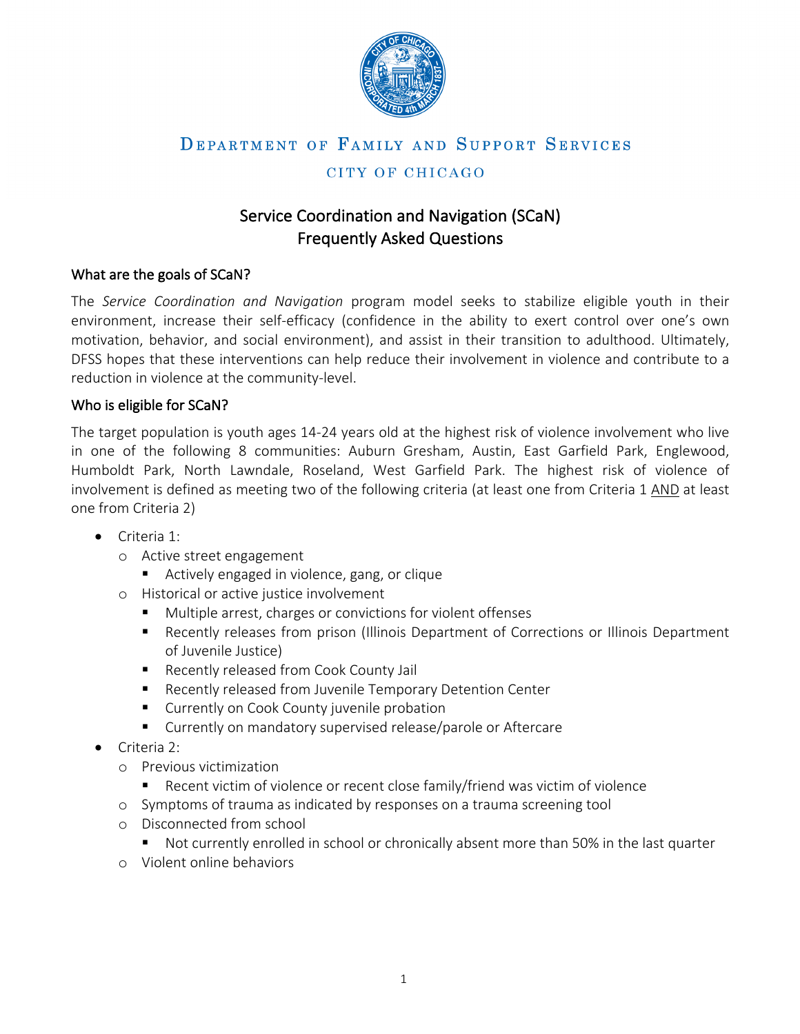DEPARTMENT OF FAMILY AND SUPPORT SERVICES

CITY OF CHICAGO

# Service Coordination and Navigation (SCaN)
# Frequently Asked Questions

## What are the goals of SCaN?

The *Service Coordination and Navigation* program model seeks to stabilize eligible youth in their environment, increase their self-efficacy (confidence in the ability to exert control over one's own motivation, behavior, and social environment), and assist in their transition to adulthood. Ultimately, DFSS hopes that these interventions can help reduce their involvement in violence and contribute to a reduction in violence at the community-level.

## Who is eligible for SCaN?

The target population is youth ages 14-24 years old at the highest risk of violence involvement who live in one of the following 8 communities: Auburn Gresham, Austin, East Garfield Park, Englewood, Humboldt Park, North Lawndale, Roseland, West Garfield Park. The highest risk of violence of involvement is defined as meeting two of the following criteria (at least one from Criteria 1 <u>AND</u> at least one from Criteria 2)

- Criteria 1:
  - Active street engagement
    - Actively engaged in violence, gang, or clique
  - Historical or active justice involvement
    - Multiple arrest, charges or convictions for violent offenses
    - Recently releases from prison (Illinois Department of Corrections or Illinois Department of Juvenile Justice)
    - Recently released from Cook County Jail
    - Recently released from Juvenile Temporary Detention Center
    - Currently on Cook County juvenile probation
    - Currently on mandatory supervised release/parole or Aftercare
- Criteria 2:
  - Previous victimization
    - Recent victim of violence or recent close family/friend was victim of violence
  - Symptoms of trauma as indicated by responses on a trauma screening tool
  - Disconnected from school
    - Not currently enrolled in school or chronically absent more than 50% in the last quarter
  - Violent online behaviors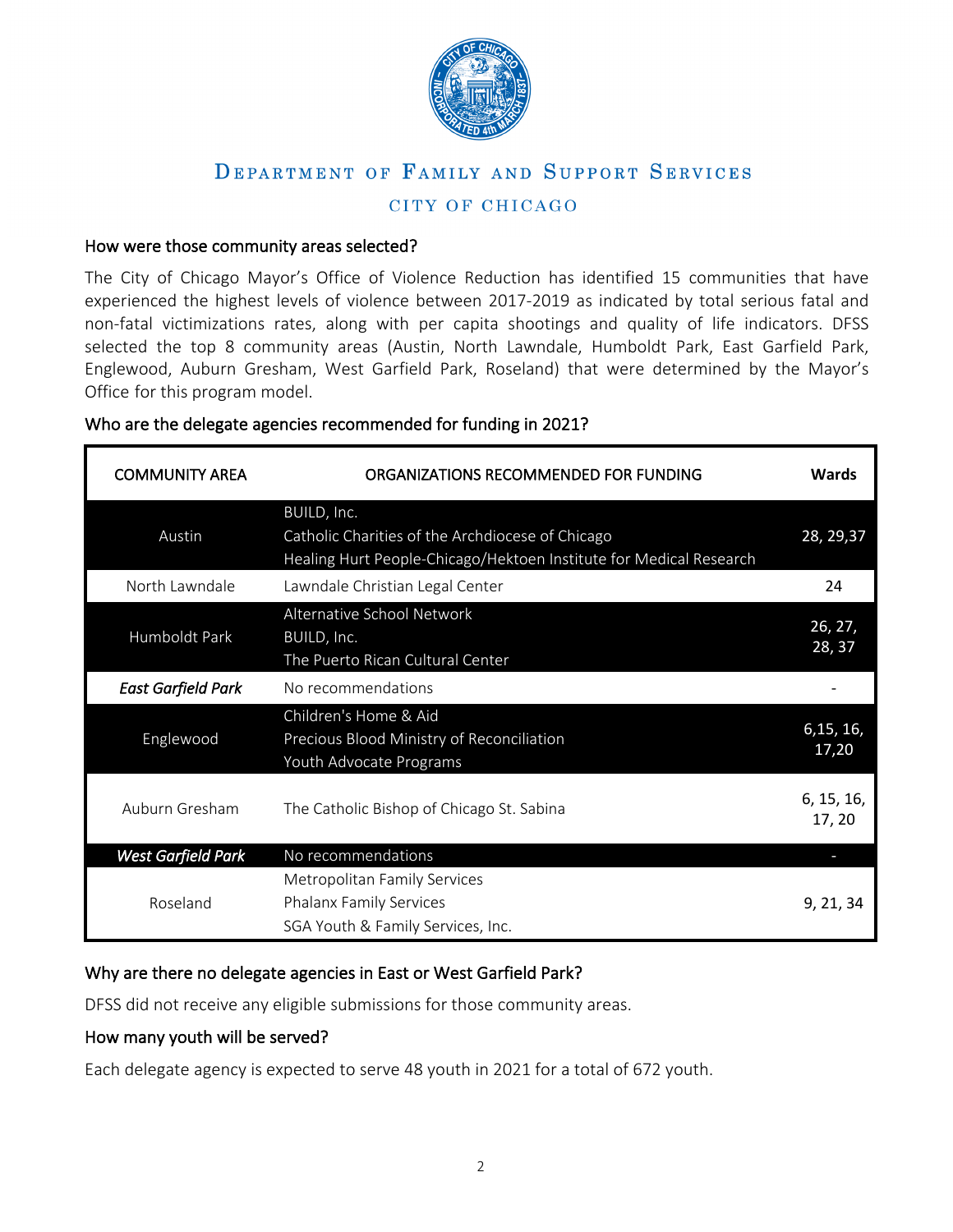DEPARTMENT OF FAMILY AND SUPPORT SERVICES

CITY OF CHICAGO

### How were those community areas selected?

The City of Chicago Mayor's Office of Violence Reduction has identified 15 communities that have experienced the highest levels of violence between 2017-2019 as indicated by total serious fatal and non-fatal victimizations rates, along with per capita shootings and quality of life indicators. DFSS selected the top 8 community areas (Austin, North Lawndale, Humboldt Park, East Garfield Park, Englewood, Auburn Gresham, West Garfield Park, Roseland) that were determined by the Mayor's Office for this program model.

### Who are the delegate agencies recommended for funding in 2021?

| COMMUNITY AREA | ORGANIZATIONS RECOMMENDED FOR FUNDING | Wards |
|---|---|---|
| Austin | BUILD, Inc.<br>Catholic Charities of the Archdiocese of Chicago<br>Healing Hurt People-Chicago/Hektoen Institute for Medical Research | 28, 29,37 |
| North Lawndale | Lawndale Christian Legal Center | 24 |
| Humboldt Park | Alternative School Network<br>BUILD, Inc.<br>The Puerto Rican Cultural Center | 26, 27, 28, 37 |
| *East Garfield Park* | No recommendations | - |
| Englewood | Children's Home & Aid<br>Precious Blood Ministry of Reconciliation<br>Youth Advocate Programs | 6,15, 16, 17,20 |
| Auburn Gresham | The Catholic Bishop of Chicago St. Sabina | 6, 15, 16, 17, 20 |
| *West Garfield Park* | No recommendations | - |
| Roseland | Metropolitan Family Services<br>Phalanx Family Services<br>SGA Youth & Family Services, Inc. | 9, 21, 34 |

### Why are there no delegate agencies in East or West Garfield Park?

DFSS did not receive any eligible submissions for those community areas.

### How many youth will be served?

Each delegate agency is expected to serve 48 youth in 2021 for a total of 672 youth.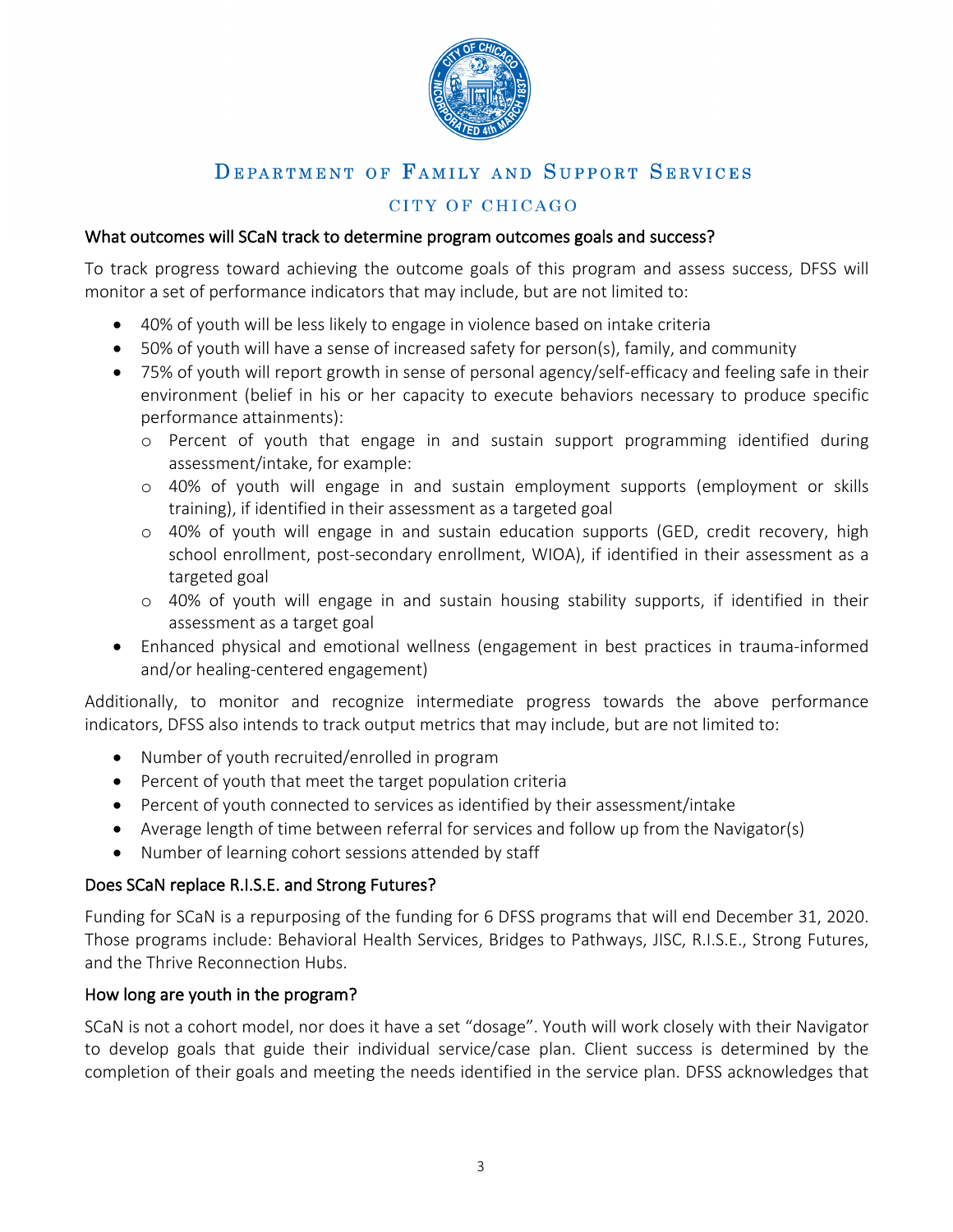# Department of Family and Support Services

## City of Chicago

### What outcomes will SCaN track to determine program outcomes goals and success?

To track progress toward achieving the outcome goals of this program and assess success, DFSS will monitor a set of performance indicators that may include, but are not limited to:

- 40% of youth will be less likely to engage in violence based on intake criteria
- 50% of youth will have a sense of increased safety for person(s), family, and community
- 75% of youth will report growth in sense of personal agency/self-efficacy and feeling safe in their environment (belief in his or her capacity to execute behaviors necessary to produce specific performance attainments):
  - Percent of youth that engage in and sustain support programming identified during assessment/intake, for example:
  - 40% of youth will engage in and sustain employment supports (employment or skills training), if identified in their assessment as a targeted goal
  - 40% of youth will engage in and sustain education supports (GED, credit recovery, high school enrollment, post-secondary enrollment, WIOA), if identified in their assessment as a targeted goal
  - 40% of youth will engage in and sustain housing stability supports, if identified in their assessment as a target goal
- Enhanced physical and emotional wellness (engagement in best practices in trauma-informed and/or healing-centered engagement)

Additionally, to monitor and recognize intermediate progress towards the above performance indicators, DFSS also intends to track output metrics that may include, but are not limited to:

- Number of youth recruited/enrolled in program
- Percent of youth that meet the target population criteria
- Percent of youth connected to services as identified by their assessment/intake
- Average length of time between referral for services and follow up from the Navigator(s)
- Number of learning cohort sessions attended by staff

### Does SCaN replace R.I.S.E. and Strong Futures?

Funding for SCaN is a repurposing of the funding for 6 DFSS programs that will end December 31, 2020. Those programs include: Behavioral Health Services, Bridges to Pathways, JISC, R.I.S.E., Strong Futures, and the Thrive Reconnection Hubs.

### How long are youth in the program?

SCaN is not a cohort model, nor does it have a set "dosage". Youth will work closely with their Navigator to develop goals that guide their individual service/case plan. Client success is determined by the completion of their goals and meeting the needs identified in the service plan. DFSS acknowledges that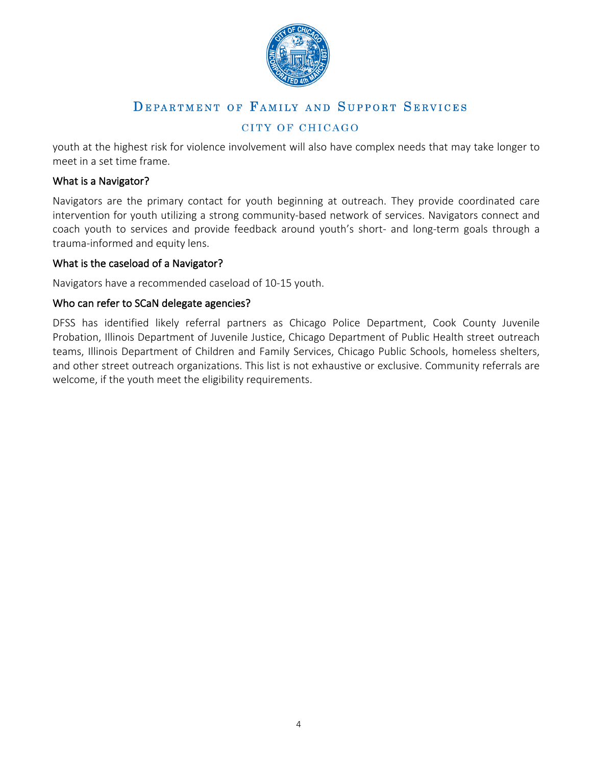youth at the highest risk for violence involvement will also have complex needs that may take longer to meet in a set time frame.

### What is a Navigator?

Navigators are the primary contact for youth beginning at outreach. They provide coordinated care intervention for youth utilizing a strong community-based network of services. Navigators connect and coach youth to services and provide feedback around youth's short- and long-term goals through a trauma-informed and equity lens.

### What is the caseload of a Navigator?

Navigators have a recommended caseload of 10-15 youth.

### Who can refer to SCaN delegate agencies?

DFSS has identified likely referral partners as Chicago Police Department, Cook County Juvenile Probation, Illinois Department of Juvenile Justice, Chicago Department of Public Health street outreach teams, Illinois Department of Children and Family Services, Chicago Public Schools, homeless shelters, and other street outreach organizations. This list is not exhaustive or exclusive. Community referrals are welcome, if the youth meet the eligibility requirements.